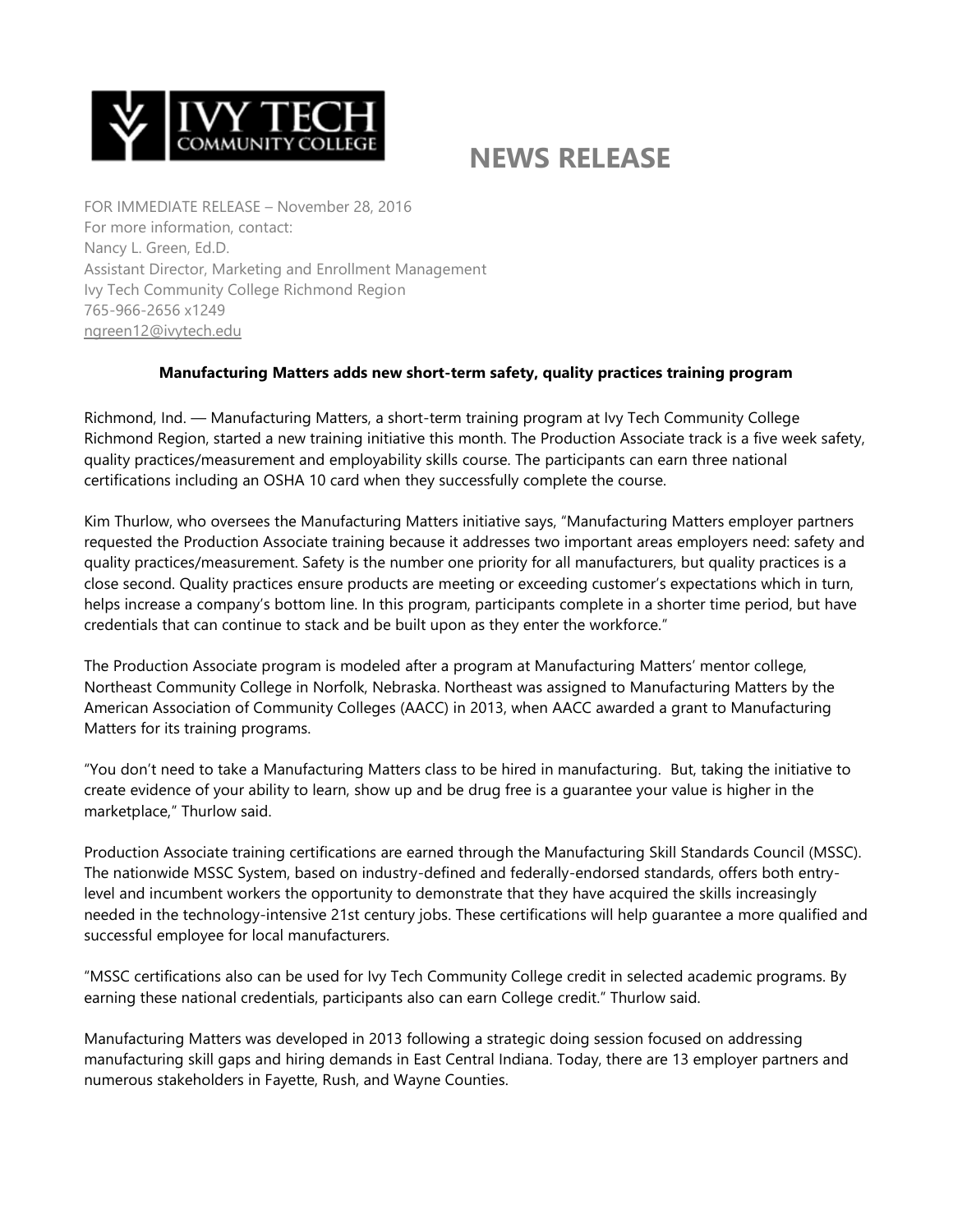IVY TECH COMMUNITY COLLEGE

# NEWS RELEASE

FOR IMMEDIATE RELEASE – November 28, 2016
For more information, contact:
Nancy L. Green, Ed.D.
Assistant Director, Marketing and Enrollment Management
Ivy Tech Community College Richmond Region
765-966-2656 x1249
ngreen12@ivytech.edu

**Manufacturing Matters adds new short-term safety, quality practices training program**

Richmond, Ind. — Manufacturing Matters, a short-term training program at Ivy Tech Community College Richmond Region, started a new training initiative this month. The Production Associate track is a five week safety, quality practices/measurement and employability skills course. The participants can earn three national certifications including an OSHA 10 card when they successfully complete the course.

Kim Thurlow, who oversees the Manufacturing Matters initiative says, "Manufacturing Matters employer partners requested the Production Associate training because it addresses two important areas employers need: safety and quality practices/measurement. Safety is the number one priority for all manufacturers, but quality practices is a close second. Quality practices ensure products are meeting or exceeding customer's expectations which in turn, helps increase a company's bottom line. In this program, participants complete in a shorter time period, but have credentials that can continue to stack and be built upon as they enter the workforce."

The Production Associate program is modeled after a program at Manufacturing Matters' mentor college, Northeast Community College in Norfolk, Nebraska. Northeast was assigned to Manufacturing Matters by the American Association of Community Colleges (AACC) in 2013, when AACC awarded a grant to Manufacturing Matters for its training programs.

"You don't need to take a Manufacturing Matters class to be hired in manufacturing. But, taking the initiative to create evidence of your ability to learn, show up and be drug free is a guarantee your value is higher in the marketplace," Thurlow said.

Production Associate training certifications are earned through the Manufacturing Skill Standards Council (MSSC). The nationwide MSSC System, based on industry-defined and federally-endorsed standards, offers both entry-level and incumbent workers the opportunity to demonstrate that they have acquired the skills increasingly needed in the technology-intensive 21st century jobs. These certifications will help guarantee a more qualified and successful employee for local manufacturers.

"MSSC certifications also can be used for Ivy Tech Community College credit in selected academic programs. By earning these national credentials, participants also can earn College credit." Thurlow said.

Manufacturing Matters was developed in 2013 following a strategic doing session focused on addressing manufacturing skill gaps and hiring demands in East Central Indiana. Today, there are 13 employer partners and numerous stakeholders in Fayette, Rush, and Wayne Counties.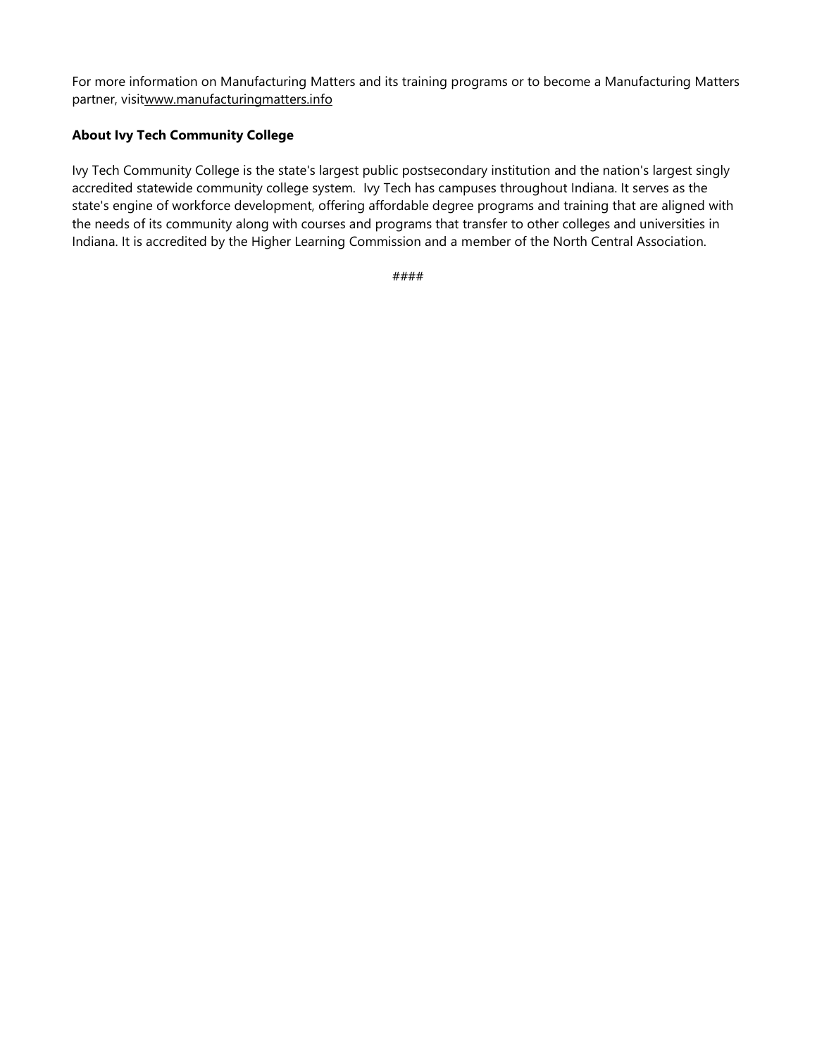For more information on Manufacturing Matters and its training programs or to become a Manufacturing Matters partner, visitwww.manufacturingmatters.info

**About Ivy Tech Community College**

Ivy Tech Community College is the state's largest public postsecondary institution and the nation's largest singly accredited statewide community college system. Ivy Tech has campuses throughout Indiana. It serves as the state's engine of workforce development, offering affordable degree programs and training that are aligned with the needs of its community along with courses and programs that transfer to other colleges and universities in Indiana. It is accredited by the Higher Learning Commission and a member of the North Central Association.

####